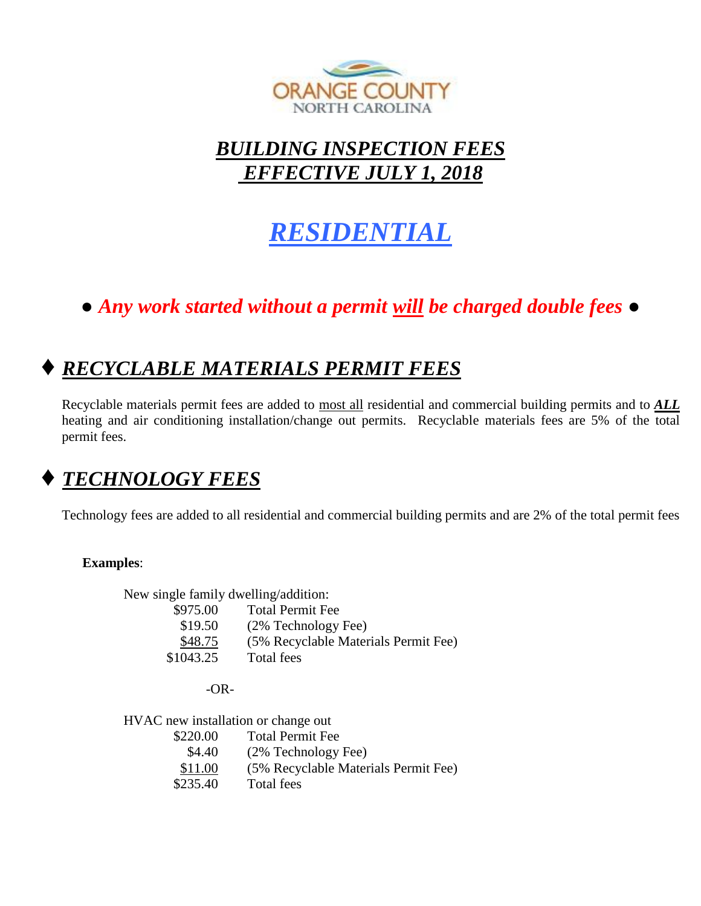ORANGE COUNTY
NORTH CAROLINA

# *BUILDING INSPECTION FEES*
# *EFFECTIVE JULY 1, 2018*

# *RESIDENTIAL*

**● *Any work started without a permit will be charged double fees* ●**

## ♦ *RECYCLABLE MATERIALS PERMIT FEES*

Recyclable materials permit fees are added to most all residential and commercial building permits and to ***ALL*** heating and air conditioning installation/change out permits. Recyclable materials fees are 5% of the total permit fees.

## ♦ *TECHNOLOGY FEES*

Technology fees are added to all residential and commercial building permits and are 2% of the total permit fees

**Examples**:

New single family dwelling/addition:

| | |
|---|---|
| $975.00 | Total Permit Fee |
| $19.50 | (2% Technology Fee) |
| $48.75 | (5% Recyclable Materials Permit Fee) |
| $1043.25 | Total fees |

-OR-

HVAC new installation or change out

| | |
|---|---|
| $220.00 | Total Permit Fee |
| $4.40 | (2% Technology Fee) |
| $11.00 | (5% Recyclable Materials Permit Fee) |
| $235.40 | Total fees |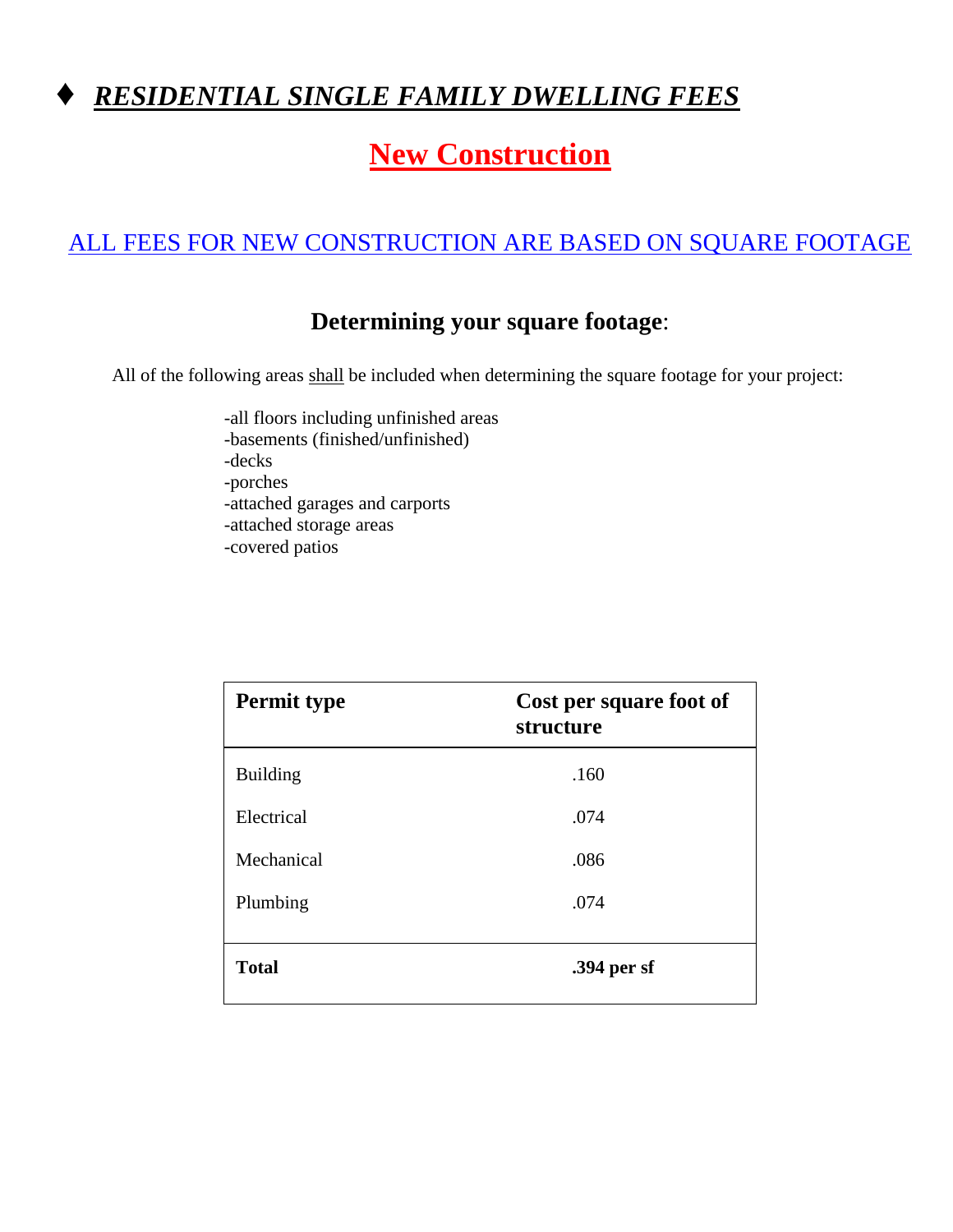# ♦ ***RESIDENTIAL SINGLE FAMILY DWELLING FEES***

## New Construction

ALL FEES FOR NEW CONSTRUCTION ARE BASED ON SQUARE FOOTAGE

### **Determining your square footage**:

All of the following areas shall be included when determining the square footage for your project:

- all floors including unfinished areas
- basements (finished/unfinished)
- decks
- porches
- attached garages and carports
- attached storage areas
- covered patios

| **Permit type** | **Cost per square foot of structure** |
|---|---|
| Building | .160 |
| Electrical | .074 |
| Mechanical | .086 |
| Plumbing | .074 |
| **Total** | **.394 per sf** |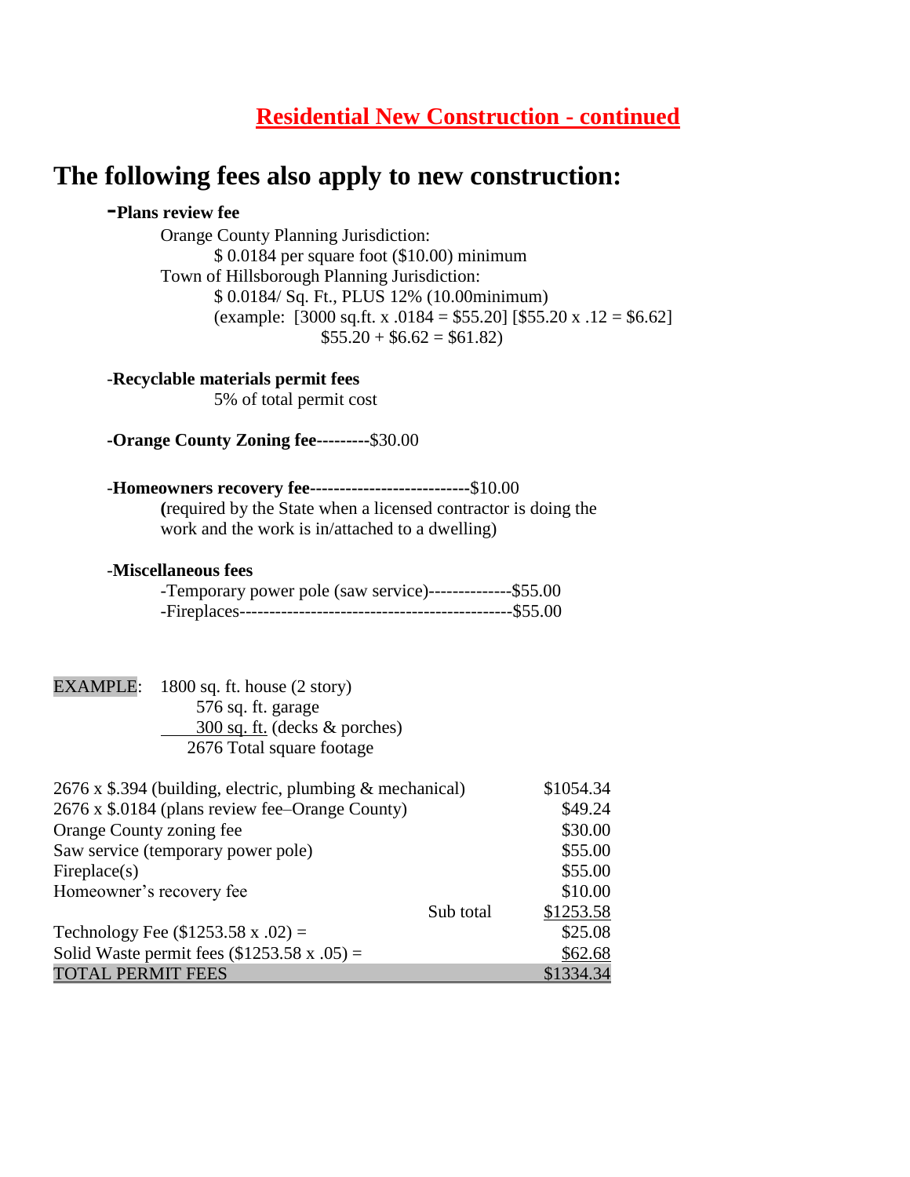## Residential New Construction - continued

# The following fees also apply to new construction:

**-Plans review fee**

Orange County Planning Jurisdiction:

$ 0.0184 per square foot ($10.00) minimum

Town of Hillsborough Planning Jurisdiction:

$ 0.0184/ Sq. Ft., PLUS 12% (10.00minimum)

(example: [3000 sq.ft. x .0184 = $55.20] [$55.20 x .12 = $6.62]
$55.20 + $6.62 = $61.82)

-**Recyclable materials permit fees**

5% of total permit cost

**-Orange County Zoning fee**---------$30.00

-**Homeowners recovery fee**---------------------------$10.00

**(**required by the State when a licensed contractor is doing the work and the work is in/attached to a dwelling)

-**Miscellaneous fees**

-Temporary power pole (saw service)--------------$55.00
-Fireplaces----------------------------------------------$55.00

EXAMPLE: 1800 sq. ft. house (2 story)
576 sq. ft. garage
300 sq. ft. (decks & porches)
2676 Total square footage

| | | |
|---|---|---|
| 2676 x $.394 (building, electric, plumbing & mechanical) | | $1054.34 |
| 2676 x $.0184 (plans review fee–Orange County) | | $49.24 |
| Orange County zoning fee | | $30.00 |
| Saw service (temporary power pole) | | $55.00 |
| Fireplace(s) | | $55.00 |
| Homeowner's recovery fee | | $10.00 |
| | Sub total | $1253.58 |
| Technology Fee ($1253.58 x .02) = | | $25.08 |
| Solid Waste permit fees ($1253.58 x .05) = | | $62.68 |
| TOTAL PERMIT FEES | | $1334.34 |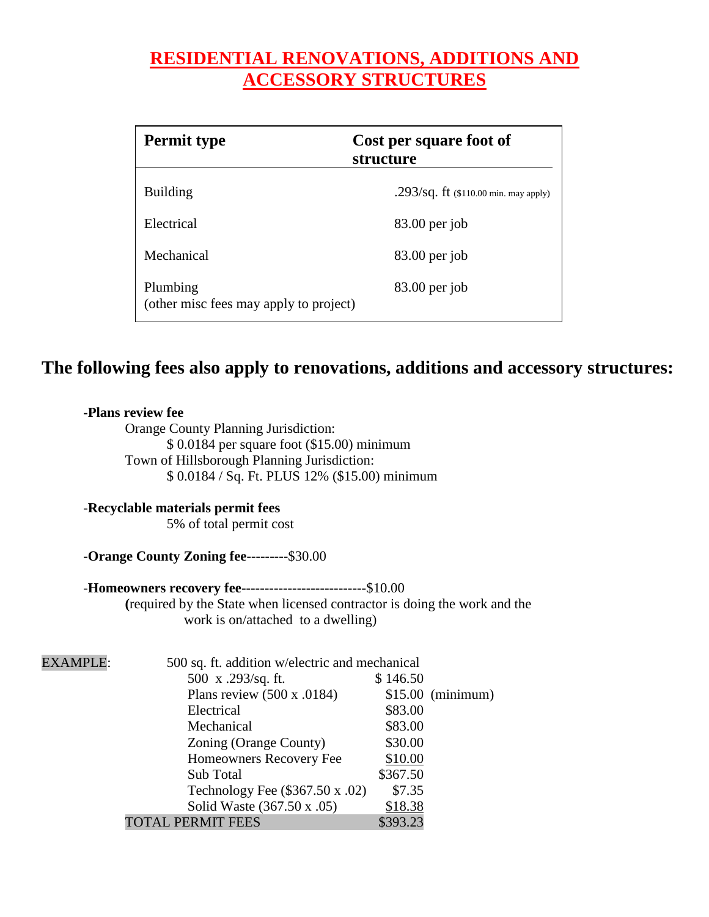# RESIDENTIAL RENOVATIONS, ADDITIONS AND ACCESSORY STRUCTURES

| Permit type | Cost per square foot of structure |
|---|---|
| Building | .293/sq. ft ($110.00 min. may apply) |
| Electrical | 83.00 per job |
| Mechanical | 83.00 per job |
| Plumbing<br>(other misc fees may apply to project) | 83.00 per job |

## The following fees also apply to renovations, additions and accessory structures:

**-Plans review fee**

Orange County Planning Jurisdiction:

$ 0.0184 per square foot ($15.00) minimum

Town of Hillsborough Planning Jurisdiction:

$ 0.0184 / Sq. Ft. PLUS 12% ($15.00) minimum

-**Recyclable materials permit fees**

5% of total permit cost

**-Orange County Zoning fee---------**$30.00

-**Homeowners recovery fee--------------------------**$10.00

**(**required by the State when licensed contractor is doing the work and the work is on/attached to a dwelling)

EXAMPLE: 500 sq. ft. addition w/electric and mechanical

| Item | Amount | |
|---|---|---|
| 500 x .293/sq. ft. | $ 146.50 | |
| Plans review (500 x .0184) | $15.00 | (minimum) |
| Electrical | $83.00 | |
| Mechanical | $83.00 | |
| Zoning (Orange County) | $30.00 | |
| Homeowners Recovery Fee | $10.00 | |
| Sub Total | $367.50 | |
| Technology Fee ($367.50 x .02) | $7.35 | |
| Solid Waste (367.50 x .05) | $18.38 | |
| TOTAL PERMIT FEES | $393.23 | |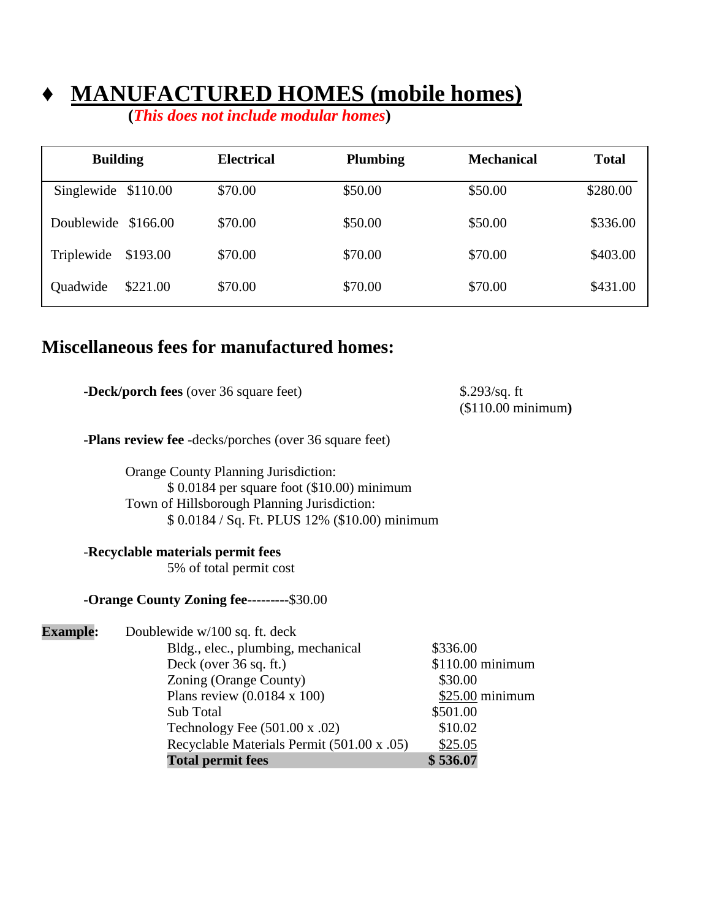# ♦ MANUFACTURED HOMES (mobile homes)

**(*This does not include modular homes*)**

| Building | | Electrical | Plumbing | Mechanical | Total |
|---|---|---|---|---|---|
| Singlewide | $110.00 | $70.00 | $50.00 | $50.00 | $280.00 |
| Doublewide | $166.00 | $70.00 | $50.00 | $50.00 | $336.00 |
| Triplewide | $193.00 | $70.00 | $70.00 | $70.00 | $403.00 |
| Quadwide | $221.00 | $70.00 | $70.00 | $70.00 | $431.00 |

## Miscellaneous fees for manufactured homes:

**-Deck/porch fees** (over 36 square feet) — $.293/sq. ft ($110.00 minimum**)**

**-Plans review fee** -decks/porches (over 36 square feet)

Orange County Planning Jurisdiction:
$ 0.0184 per square foot ($10.00) minimum
Town of Hillsborough Planning Jurisdiction:
$ 0.0184 / Sq. Ft. PLUS 12% ($10.00) minimum

-**Recyclable materials permit fees**
5% of total permit cost

**-Orange County Zoning fee---------**$30.00

**Example:** Doublewide w/100 sq. ft. deck

| | |
|---|---|
| Bldg., elec., plumbing, mechanical | $336.00 |
| Deck (over 36 sq. ft.) | $110.00 minimum |
| Zoning (Orange County) | $30.00 |
| Plans review (0.0184 x 100) | $25.00 minimum |
| Sub Total | $501.00 |
| Technology Fee (501.00 x .02) | $10.02 |
| Recyclable Materials Permit (501.00 x .05) | $25.05 |
| **Total permit fees** | **$ 536.07** |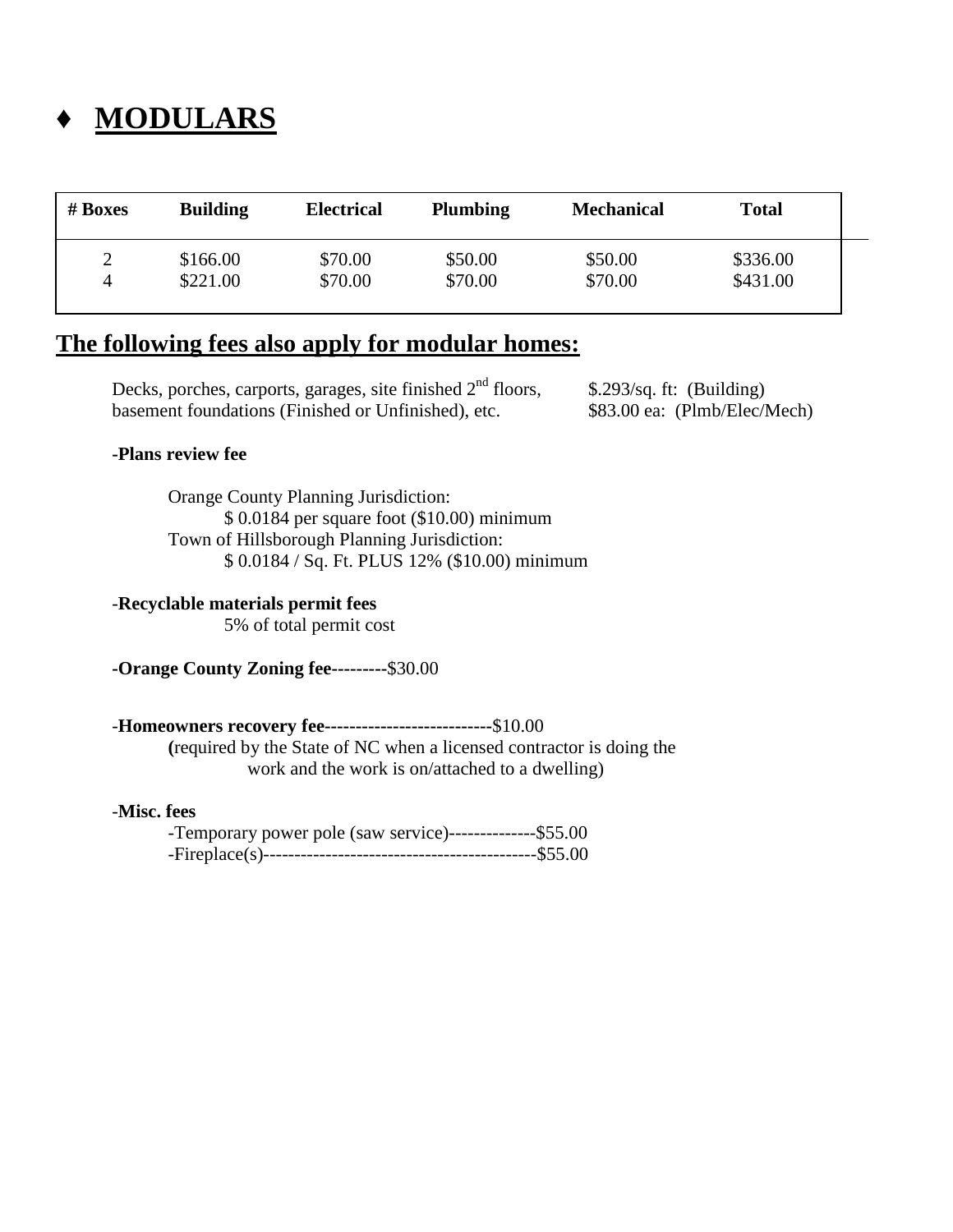# ♦ MODULARS

| # Boxes | Building | Electrical | Plumbing | Mechanical | Total |
|---|---|---|---|---|---|
| 2 | $166.00 | $70.00 | $50.00 | $50.00 | $336.00 |
| 4 | $221.00 | $70.00 | $70.00 | $70.00 | $431.00 |

## The following fees also apply for modular homes:

Decks, porches, carports, garages, site finished 2nd floors, basement foundations (Finished or Unfinished), etc. — $.293/sq. ft: (Building); $83.00 ea: (Plmb/Elec/Mech)

**-Plans review fee**

Orange County Planning Jurisdiction:
$ 0.0184 per square foot ($10.00) minimum
Town of Hillsborough Planning Jurisdiction:
$ 0.0184 / Sq. Ft. PLUS 12% ($10.00) minimum

-**Recyclable materials permit fees**
5% of total permit cost

**-Orange County Zoning fee---------**$30.00

-**Homeowners recovery fee---------------------------**$10.00
**(**required by the State of NC when a licensed contractor is doing the work and the work is on/attached to a dwelling)

-**Misc. fees**
-Temporary power pole (saw service)--------------$55.00
-Fireplace(s)--------------------------------------------$55.00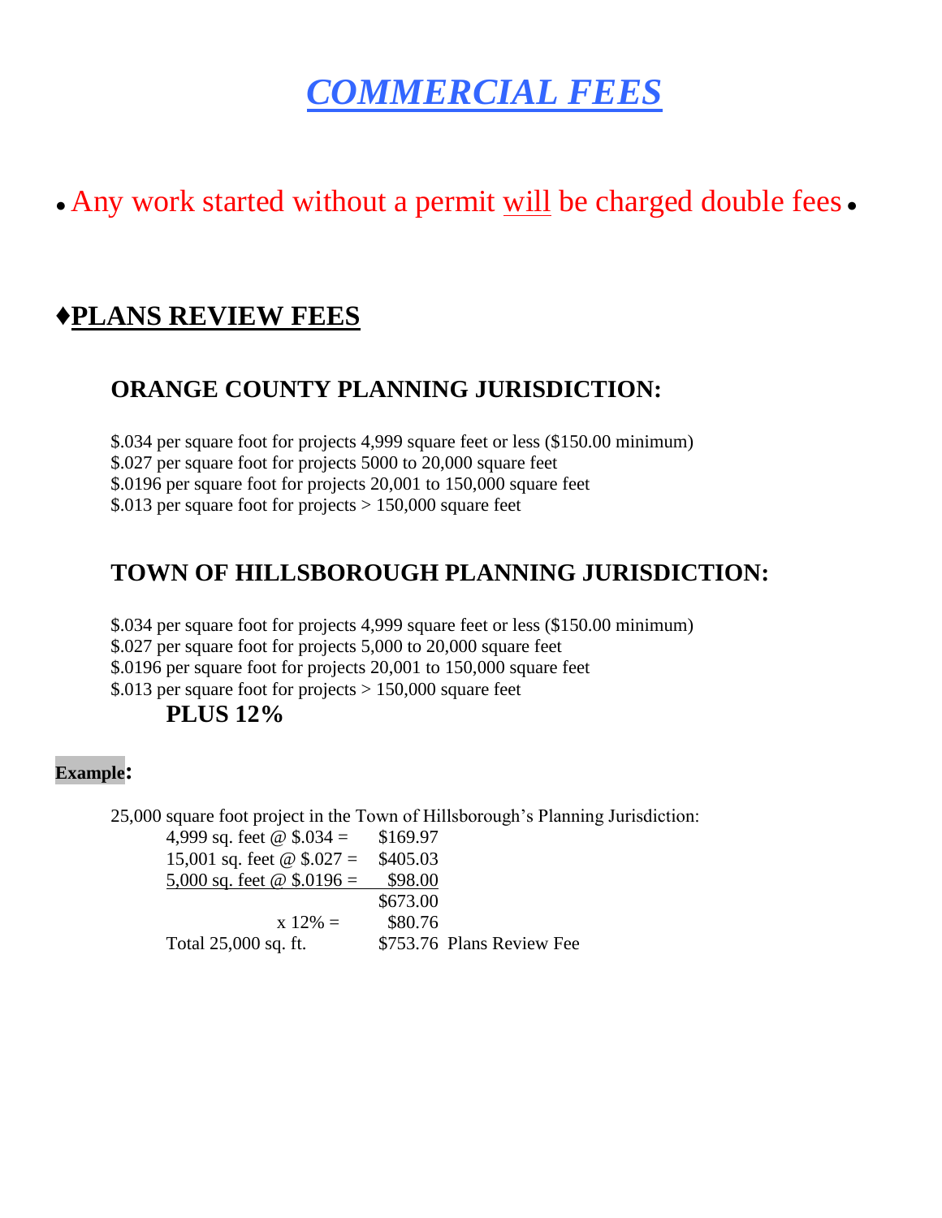# *COMMERCIAL FEES*

• Any work started without a permit will be charged double fees •

## ♦PLANS REVIEW FEES

### ORANGE COUNTY PLANNING JURISDICTION:

$.034 per square foot for projects 4,999 square feet or less ($150.00 minimum)
$.027 per square foot for projects 5000 to 20,000 square feet
$.0196 per square foot for projects 20,001 to 150,000 square feet
$.013 per square foot for projects > 150,000 square feet

### TOWN OF HILLSBOROUGH PLANNING JURISDICTION:

$.034 per square foot for projects 4,999 square feet or less ($150.00 minimum)
$.027 per square foot for projects 5,000 to 20,000 square feet
$.0196 per square foot for projects 20,001 to 150,000 square feet
$.013 per square foot for projects > 150,000 square feet

**PLUS 12%**

**Example:**

25,000 square foot project in the Town of Hillsborough's Planning Jurisdiction:

| | |
|---|---|
| 4,999 sq. feet @ $.034 = | $169.97 |
| 15,001 sq. feet @ $.027 = | $405.03 |
| 5,000 sq. feet @ $.0196 = | $98.00 |
| | $673.00 |
| x 12% = | $80.76 |
| Total 25,000 sq. ft. | $753.76 Plans Review Fee |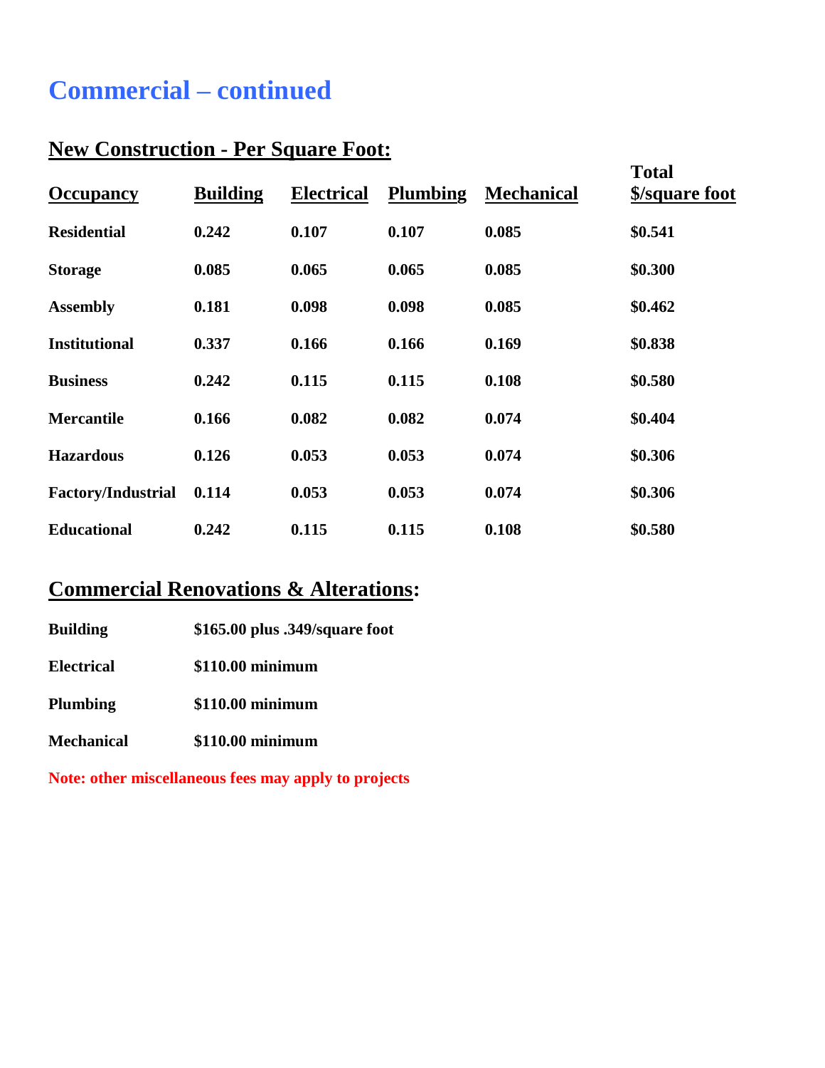# Commercial – continued

## New Construction - Per Square Foot:

| Occupancy | Building | Electrical | Plumbing | Mechanical | Total $/square foot |
|---|---|---|---|---|---|
| **Residential** | **0.242** | **0.107** | **0.107** | **0.085** | **$0.541** |
| **Storage** | **0.085** | **0.065** | **0.065** | **0.085** | **$0.300** |
| **Assembly** | **0.181** | **0.098** | **0.098** | **0.085** | **$0.462** |
| **Institutional** | **0.337** | **0.166** | **0.166** | **0.169** | **$0.838** |
| **Business** | **0.242** | **0.115** | **0.115** | **0.108** | **$0.580** |
| **Mercantile** | **0.166** | **0.082** | **0.082** | **0.074** | **$0.404** |
| **Hazardous** | **0.126** | **0.053** | **0.053** | **0.074** | **$0.306** |
| **Factory/Industrial** | **0.114** | **0.053** | **0.053** | **0.074** | **$0.306** |
| **Educational** | **0.242** | **0.115** | **0.115** | **0.108** | **$0.580** |

## Commercial Renovations & Alterations:

| | |
|---|---|
| **Building** | **$165.00 plus .349/square foot** |
| **Electrical** | **$110.00 minimum** |
| **Plumbing** | **$110.00 minimum** |
| **Mechanical** | **$110.00 minimum** |

**Note: other miscellaneous fees may apply to projects**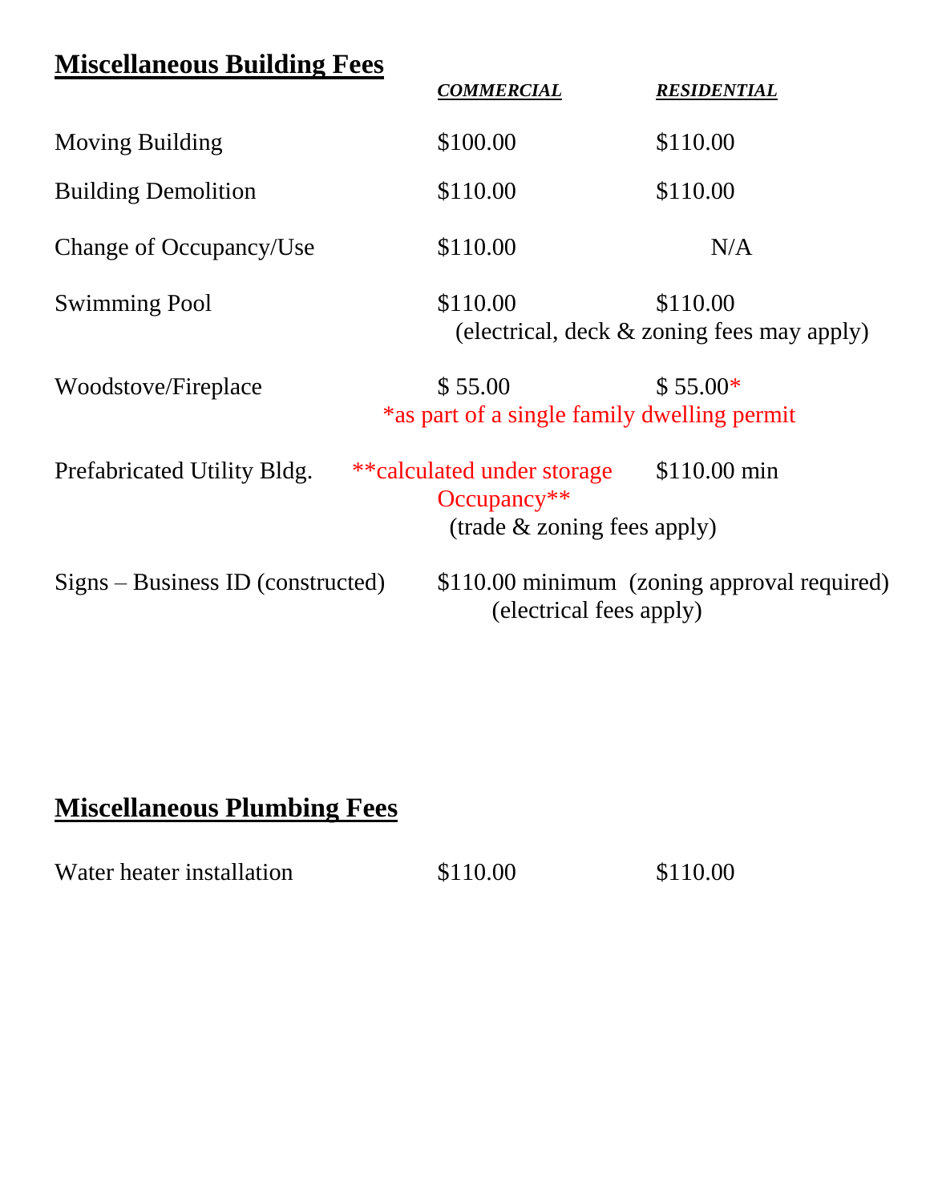## Miscellaneous Building Fees

| | *COMMERCIAL* | *RESIDENTIAL* |
|---|---|---|
| Moving Building | $100.00 | $110.00 |
| Building Demolition | $110.00 | $110.00 |
| Change of Occupancy/Use | $110.00 | N/A |
| Swimming Pool | $110.00 | $110.00 |
| | (electrical, deck & zoning fees may apply) | |
| Woodstove/Fireplace | $ 55.00 | $ 55.00* |
| | *as part of a single family dwelling permit | |
| Prefabricated Utility Bldg. | **calculated under storage Occupancy** | $110.00 min |
| | (trade & zoning fees apply) | |
| Signs – Business ID (constructed) | $110.00 minimum (zoning approval required) | |
| | (electrical fees apply) | |

## Miscellaneous Plumbing Fees

| | | |
|---|---|---|
| Water heater installation | $110.00 | $110.00 |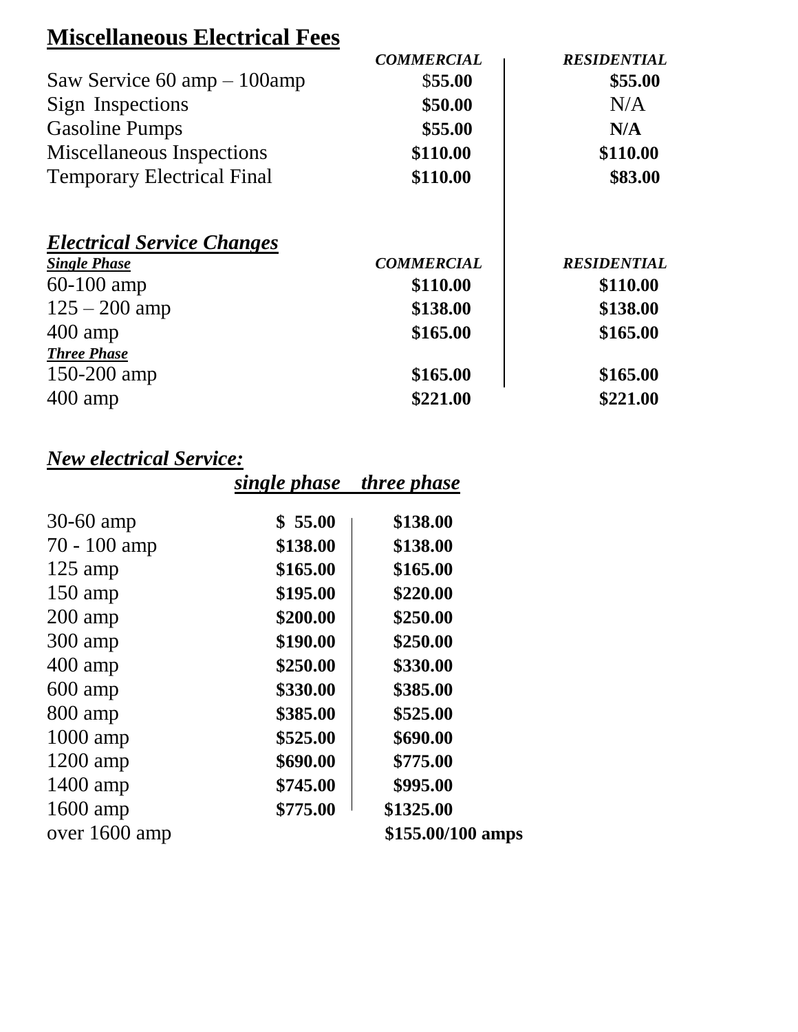## Miscellaneous Electrical Fees

| | *COMMERCIAL* | *RESIDENTIAL* |
|---|---|---|
| Saw Service 60 amp – 100amp | $**55.00** | **$55.00** |
| Sign Inspections | **$50.00** | N/A |
| Gasoline Pumps | **$55.00** | **N/A** |
| Miscellaneous Inspections | **$110.00** | **$110.00** |
| Temporary Electrical Final | **$110.00** | **$83.00** |

### *Electrical Service Changes*

| ***Single Phase*** | *COMMERCIAL* | *RESIDENTIAL* |
|---|---|---|
| 60-100 amp | **$110.00** | **$110.00** |
| 125 – 200 amp | **$138.00** | **$138.00** |
| 400 amp | **$165.00** | **$165.00** |
| ***Three Phase*** | | |
| 150-200 amp | **$165.00** | **$165.00** |
| 400 amp | **$221.00** | **$221.00** |

### *New electrical Service:*

| | *single phase* | *three phase* |
|---|---|---|
| 30-60 amp | **$ 55.00** | **$138.00** |
| 70 - 100 amp | **$138.00** | **$138.00** |
| 125 amp | **$165.00** | **$165.00** |
| 150 amp | **$195.00** | **$220.00** |
| 200 amp | **$200.00** | **$250.00** |
| 300 amp | **$190.00** | **$250.00** |
| 400 amp | **$250.00** | **$330.00** |
| 600 amp | **$330.00** | **$385.00** |
| 800 amp | **$385.00** | **$525.00** |
| 1000 amp | **$525.00** | **$690.00** |
| 1200 amp | **$690.00** | **$775.00** |
| 1400 amp | **$745.00** | **$995.00** |
| 1600 amp | **$775.00** | **$1325.00** |
| over 1600 amp | | **$155.00/100 amps** |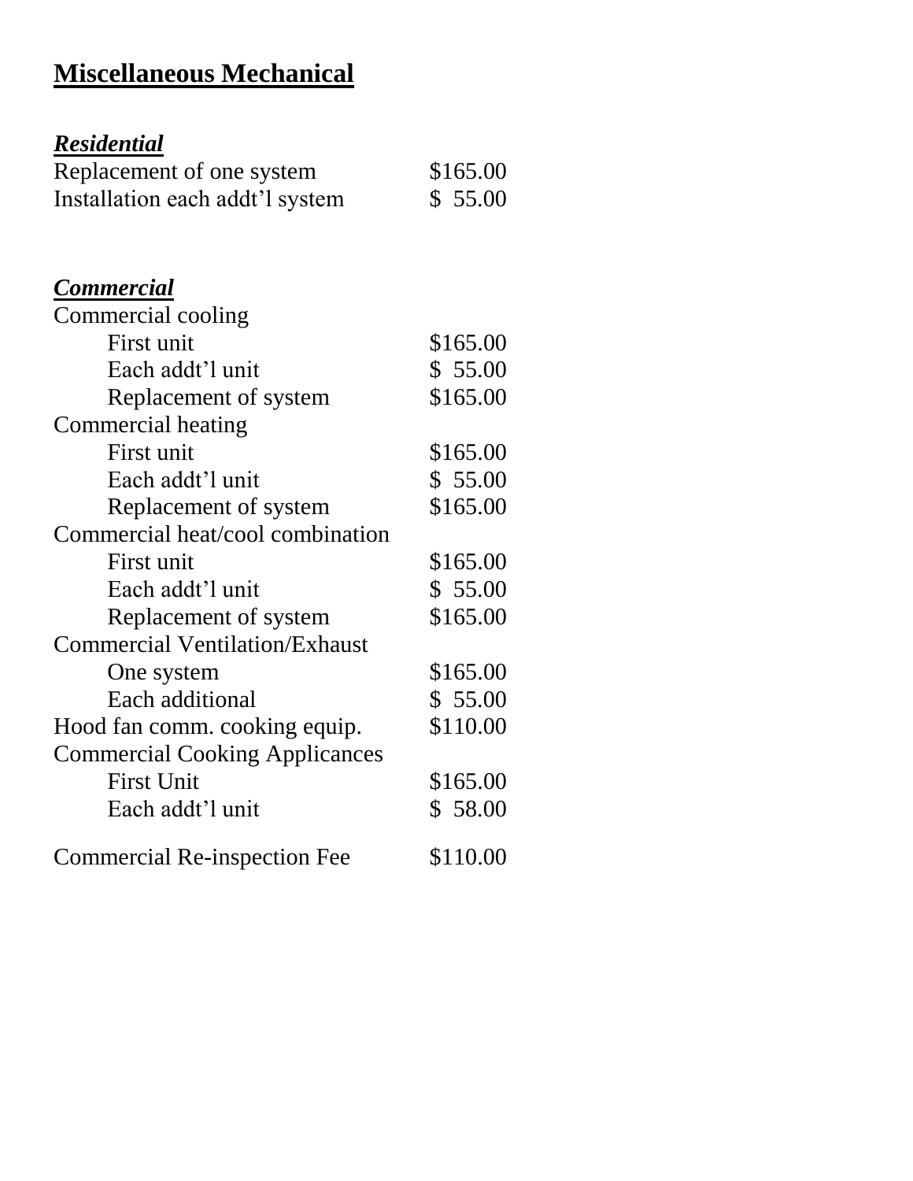# Miscellaneous Mechanical

***Residential***

| | |
|---|---|
| Replacement of one system | $165.00 |
| Installation each addt'l system | $ 55.00 |

***Commercial***

| | |
|---|---|
| Commercial cooling | |
| First unit | $165.00 |
| Each addt'l unit | $ 55.00 |
| Replacement of system | $165.00 |
| Commercial heating | |
| First unit | $165.00 |
| Each addt'l unit | $ 55.00 |
| Replacement of system | $165.00 |
| Commercial heat/cool combination | |
| First unit | $165.00 |
| Each addt'l unit | $ 55.00 |
| Replacement of system | $165.00 |
| Commercial Ventilation/Exhaust | |
| One system | $165.00 |
| Each additional | $ 55.00 |
| Hood fan comm. cooking equip. | $110.00 |
| Commercial Cooking Applicances | |
| First Unit | $165.00 |
| Each addt'l unit | $ 58.00 |
| Commercial Re-inspection Fee | $110.00 |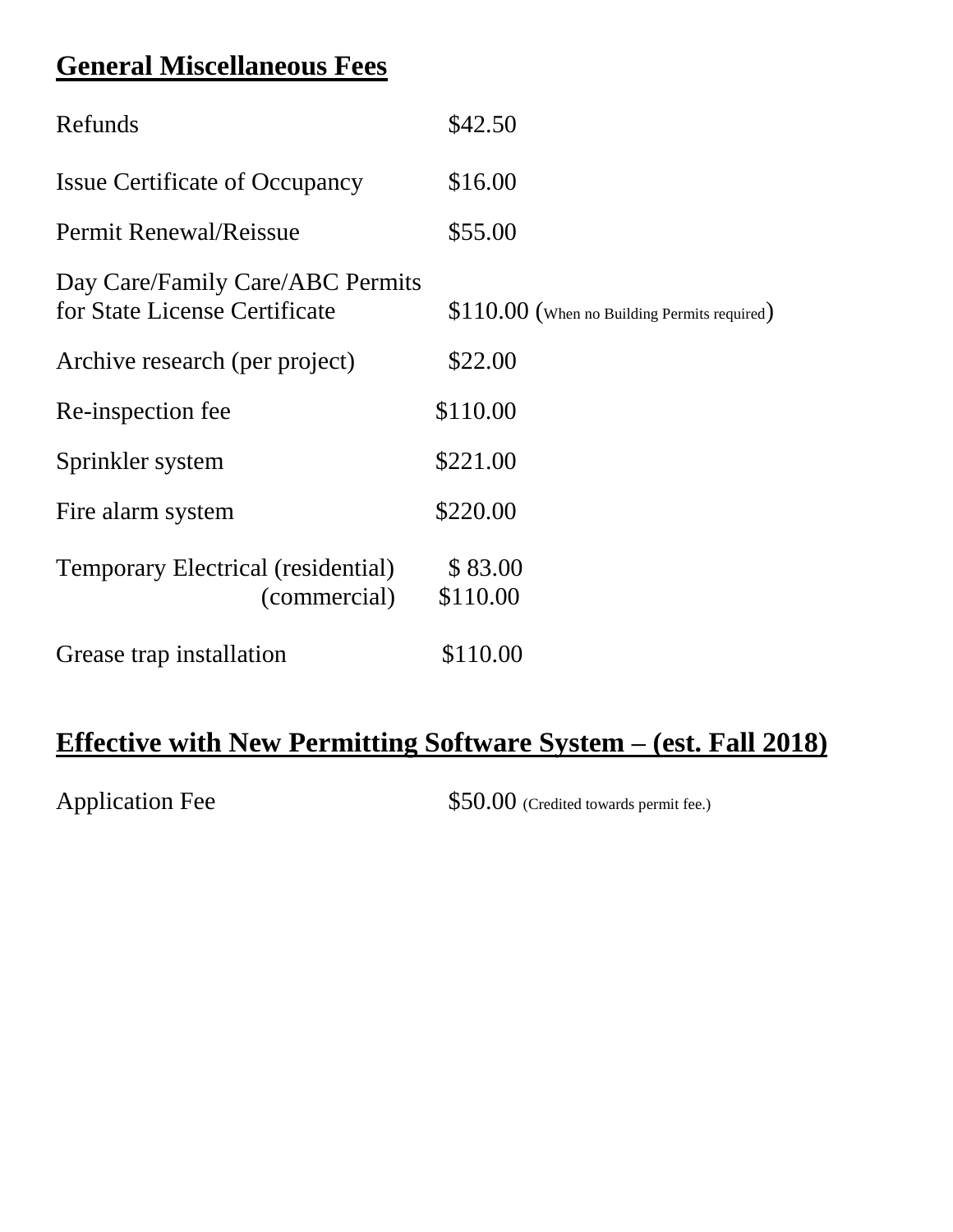## General Miscellaneous Fees

| | |
|---|---|
| Refunds | \$42.50 |
| Issue Certificate of Occupancy | \$16.00 |
| Permit Renewal/Reissue | \$55.00 |
| Day Care/Family Care/ABC Permits for State License Certificate | \$110.00 (When no Building Permits required) |
| Archive research (per project) | \$22.00 |
| Re-inspection fee | \$110.00 |
| Sprinkler system | \$221.00 |
| Fire alarm system | \$220.00 |
| Temporary Electrical (residential) | \$ 83.00 |
| (commercial) | \$110.00 |
| Grease trap installation | \$110.00 |

## Effective with New Permitting Software System – (est. Fall 2018)

| | |
|---|---|
| Application Fee | \$50.00 (Credited towards permit fee.) |